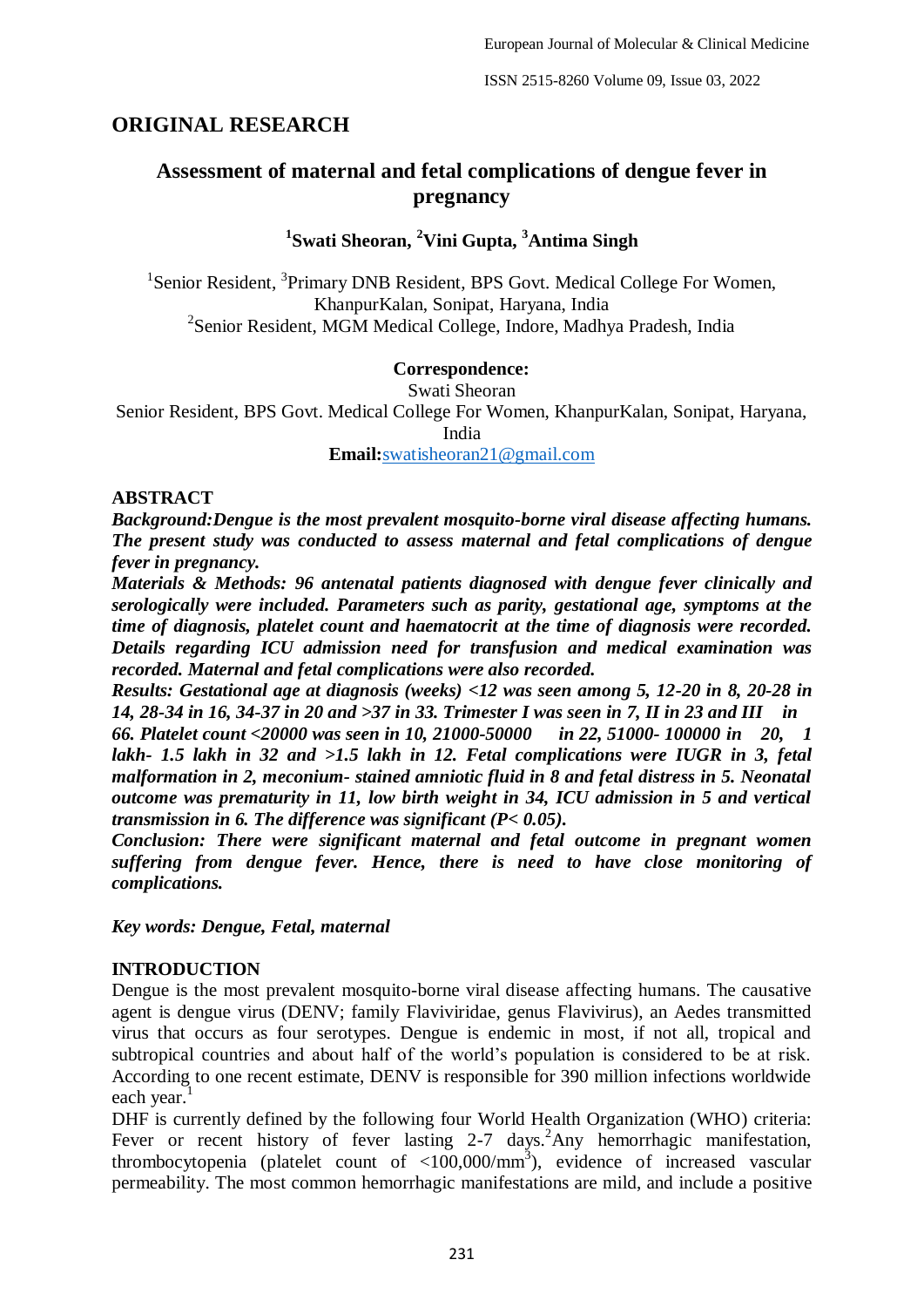## ORIGINAL RESEARCH

# Assessment of maternal and fetal complications of dengue fever in pregnancy

**[1]Swati Sheoran, [2]Vini Gupta, [3]Antima Singh**

[1]Senior Resident, [3]Primary DNB Resident, BPS Govt. Medical College For Women, KhanpurKalan, Sonipat, Haryana, India
[2]Senior Resident, MGM Medical College, Indore, Madhya Pradesh, India

**Correspondence:**
Swati Sheoran
Senior Resident, BPS Govt. Medical College For Women, KhanpurKalan, Sonipat, Haryana, India
**Email:**swatisheoran21@gmail.com

## ABSTRACT

***Background:*** ***Dengue is the most prevalent mosquito-borne viral disease affecting humans. The present study was conducted to assess maternal and fetal complications of dengue fever in pregnancy.***

***Materials & Methods: 96 antenatal patients diagnosed with dengue fever clinically and serologically were included. Parameters such as parity, gestational age, symptoms at the time of diagnosis, platelet count and haematocrit at the time of diagnosis were recorded. Details regarding ICU admission need for transfusion and medical examination was recorded. Maternal and fetal complications were also recorded.***

***Results: Gestational age at diagnosis (weeks) <12 was seen among 5, 12-20 in 8, 20-28 in 14, 28-34 in 16, 34-37 in 20 and >37 in 33. Trimester I was seen in 7, II in 23 and III in 66. Platelet count <20000 was seen in 10, 21000-50000 in 22, 51000- 100000 in 20, 1 lakh- 1.5 lakh in 32 and >1.5 lakh in 12. Fetal complications were IUGR in 3, fetal malformation in 2, meconium- stained amniotic fluid in 8 and fetal distress in 5. Neonatal outcome was prematurity in 11, low birth weight in 34, ICU admission in 5 and vertical transmission in 6. The difference was significant (P< 0.05).***

***Conclusion: There were significant maternal and fetal outcome in pregnant women suffering from dengue fever. Hence, there is need to have close monitoring of complications.***

***Key words: Dengue, Fetal, maternal***

## INTRODUCTION

Dengue is the most prevalent mosquito-borne viral disease affecting humans. The causative agent is dengue virus (DENV; family Flaviviridae, genus Flavivirus), an Aedes transmitted virus that occurs as four serotypes. Dengue is endemic in most, if not all, tropical and subtropical countries and about half of the world's population is considered to be at risk. According to one recent estimate, DENV is responsible for 390 million infections worldwide each year.[1]

DHF is currently defined by the following four World Health Organization (WHO) criteria: Fever or recent history of fever lasting 2-7 days.[2]Any hemorrhagic manifestation, thrombocytopenia (platelet count of <100,000/mm[3]), evidence of increased vascular permeability. The most common hemorrhagic manifestations are mild, and include a positive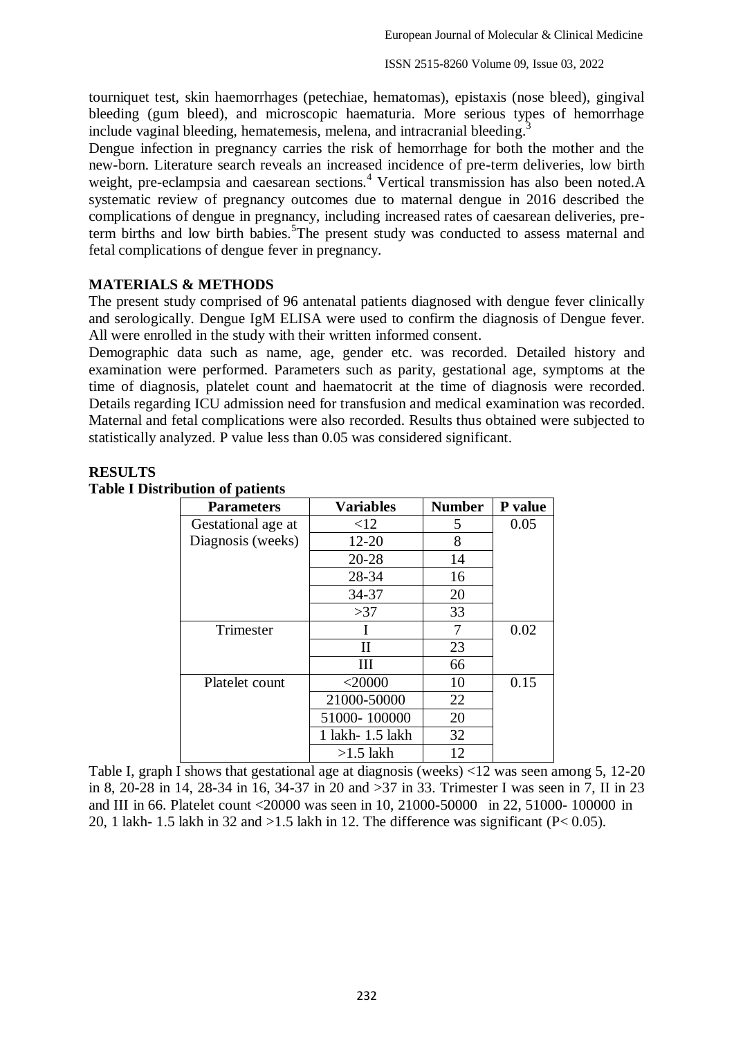tourniquet test, skin haemorrhages (petechiae, hematomas), epistaxis (nose bleed), gingival bleeding (gum bleed), and microscopic haematuria. More serious types of hemorrhage include vaginal bleeding, hematemesis, melena, and intracranial bleeding.[3]

Dengue infection in pregnancy carries the risk of hemorrhage for both the mother and the new-born. Literature search reveals an increased incidence of pre-term deliveries, low birth weight, pre-eclampsia and caesarean sections.[4] Vertical transmission has also been noted.A systematic review of pregnancy outcomes due to maternal dengue in 2016 described the complications of dengue in pregnancy, including increased rates of caesarean deliveries, pre-term births and low birth babies.[5]The present study was conducted to assess maternal and fetal complications of dengue fever in pregnancy.

## MATERIALS & METHODS

The present study comprised of 96 antenatal patients diagnosed with dengue fever clinically and serologically. Dengue IgM ELISA were used to confirm the diagnosis of Dengue fever. All were enrolled in the study with their written informed consent.

Demographic data such as name, age, gender etc. was recorded. Detailed history and examination were performed. Parameters such as parity, gestational age, symptoms at the time of diagnosis, platelet count and haematocrit at the time of diagnosis were recorded. Details regarding ICU admission need for transfusion and medical examination was recorded. Maternal and fetal complications were also recorded. Results thus obtained were subjected to statistically analyzed. P value less than 0.05 was considered significant.

## RESULTS

**Table I Distribution of patients**

| Parameters | Variables | Number | P value |
|---|---|---|---|
| Gestational age at Diagnosis (weeks) | <12 | 5 | 0.05 |
| | 12-20 | 8 | |
| | 20-28 | 14 | |
| | 28-34 | 16 | |
| | 34-37 | 20 | |
| | >37 | 33 | |
| Trimester | I | 7 | 0.02 |
| | II | 23 | |
| | III | 66 | |
| Platelet count | <20000 | 10 | 0.15 |
| | 21000-50000 | 22 | |
| | 51000- 100000 | 20 | |
| | 1 lakh- 1.5 lakh | 32 | |
| | >1.5 lakh | 12 | |

Table I, graph I shows that gestational age at diagnosis (weeks) <12 was seen among 5, 12-20 in 8, 20-28 in 14, 28-34 in 16, 34-37 in 20 and >37 in 33. Trimester I was seen in 7, II in 23 and III in 66. Platelet count <20000 was seen in 10, 21000-50000 in 22, 51000- 100000 in 20, 1 lakh- 1.5 lakh in 32 and >1.5 lakh in 12. The difference was significant ($P < 0.05$).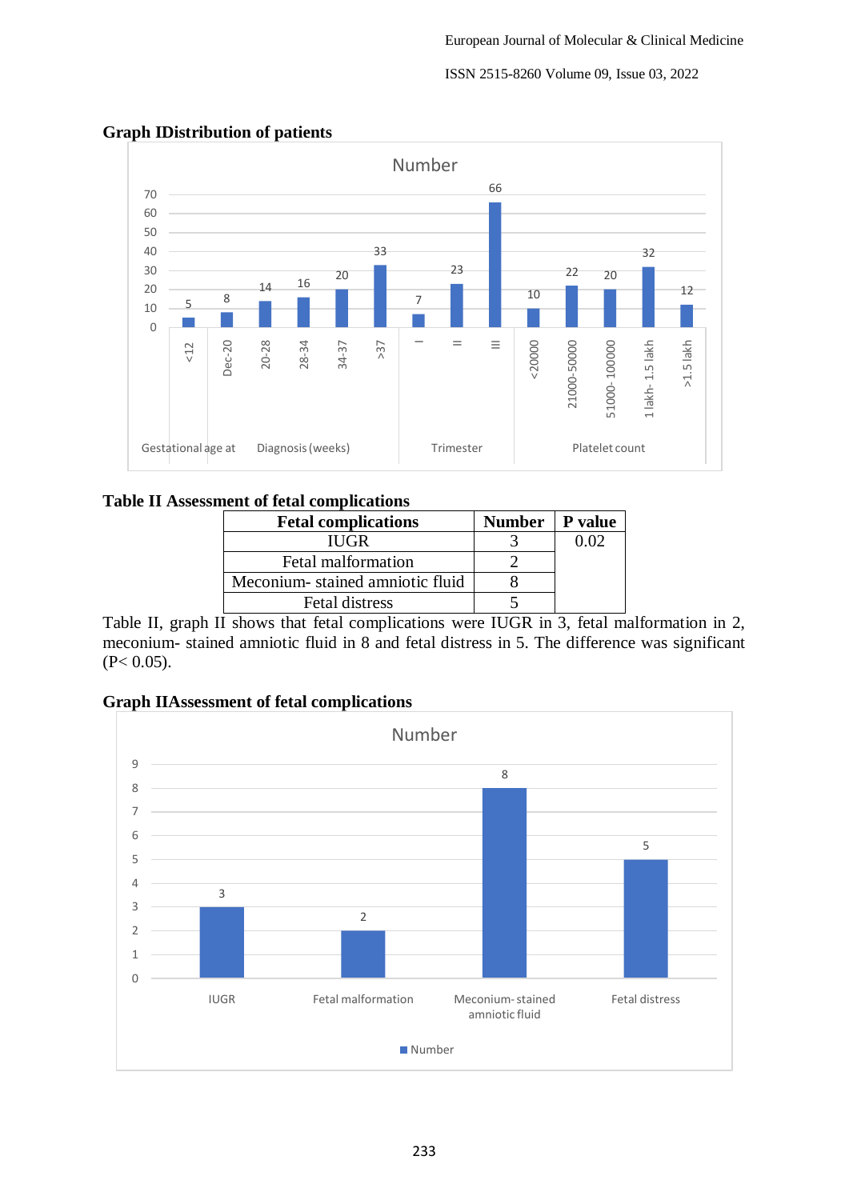**Graph IDistribution of patients**

**Table II Assessment of fetal complications**

| Fetal complications | Number | P value |
|---|---|---|
| IUGR | 3 | 0.02 |
| Fetal malformation | 2 | |
| Meconium- stained amniotic fluid | 8 | |
| Fetal distress | 5 | |

Table II, graph II shows that fetal complications were IUGR in 3, fetal malformation in 2, meconium- stained amniotic fluid in 8 and fetal distress in 5. The difference was significant ($P < 0.05$).

**Graph IIAssessment of fetal complications**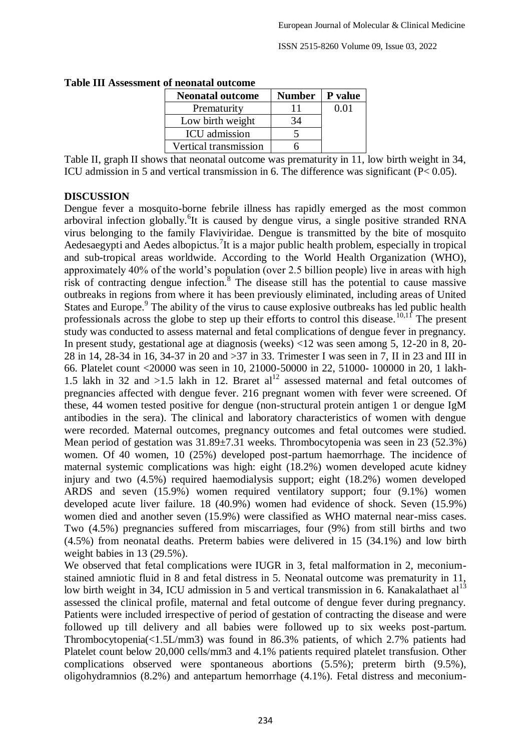**Table III Assessment of neonatal outcome**

| Neonatal outcome | Number | P value |
|---|---|---|
| Prematurity | 11 | 0.01 |
| Low birth weight | 34 | |
| ICU admission | 5 | |
| Vertical transmission | 6 | |

Table II, graph II shows that neonatal outcome was prematurity in 11, low birth weight in 34, ICU admission in 5 and vertical transmission in 6. The difference was significant (P< 0.05).

## DISCUSSION

Dengue fever a mosquito-borne febrile illness has rapidly emerged as the most common arboviral infection globally.[6] It is caused by dengue virus, a single positive stranded RNA virus belonging to the family Flaviviridae. Dengue is transmitted by the bite of mosquito Aedesaegypti and Aedes albopictus.[7] It is a major public health problem, especially in tropical and sub-tropical areas worldwide. According to the World Health Organization (WHO), approximately 40% of the world's population (over 2.5 billion people) live in areas with high risk of contracting dengue infection.[8] The disease still has the potential to cause massive outbreaks in regions from where it has been previously eliminated, including areas of United States and Europe.[9] The ability of the virus to cause explosive outbreaks has led public health professionals across the globe to step up their efforts to control this disease.[10,11] The present study was conducted to assess maternal and fetal complications of dengue fever in pregnancy.

In present study, gestational age at diagnosis (weeks) <12 was seen among 5, 12-20 in 8, 20-28 in 14, 28-34 in 16, 34-37 in 20 and >37 in 33. Trimester I was seen in 7, II in 23 and III in 66. Platelet count <20000 was seen in 10, 21000-50000 in 22, 51000- 100000 in 20, 1 lakh-1.5 lakh in 32 and >1.5 lakh in 12. Braret al[12] assessed maternal and fetal outcomes of pregnancies affected with dengue fever. 216 pregnant women with fever were screened. Of these, 44 women tested positive for dengue (non-structural protein antigen 1 or dengue IgM antibodies in the sera). The clinical and laboratory characteristics of women with dengue were recorded. Maternal outcomes, pregnancy outcomes and fetal outcomes were studied. Mean period of gestation was 31.89±7.31 weeks. Thrombocytopenia was seen in 23 (52.3%) women. Of 40 women, 10 (25%) developed post-partum haemorrhage. The incidence of maternal systemic complications was high: eight (18.2%) women developed acute kidney injury and two (4.5%) required haemodialysis support; eight (18.2%) women developed ARDS and seven (15.9%) women required ventilatory support; four (9.1%) women developed acute liver failure. 18 (40.9%) women had evidence of shock. Seven (15.9%) women died and another seven (15.9%) were classified as WHO maternal near-miss cases. Two (4.5%) pregnancies suffered from miscarriages, four (9%) from still births and two (4.5%) from neonatal deaths. Preterm babies were delivered in 15 (34.1%) and low birth weight babies in 13 (29.5%).

We observed that fetal complications were IUGR in 3, fetal malformation in 2, meconium-stained amniotic fluid in 8 and fetal distress in 5. Neonatal outcome was prematurity in 11, low birth weight in 34, ICU admission in 5 and vertical transmission in 6. Kanakalathaet al[13] assessed the clinical profile, maternal and fetal outcome of dengue fever during pregnancy. Patients were included irrespective of period of gestation of contracting the disease and were followed up till delivery and all babies were followed up to six weeks post-partum. Thrombocytopenia(<1.5L/mm3) was found in 86.3% patients, of which 2.7% patients had Platelet count below 20,000 cells/mm3 and 4.1% patients required platelet transfusion. Other complications observed were spontaneous abortions (5.5%); preterm birth (9.5%), oligohydramnios (8.2%) and antepartum hemorrhage (4.1%). Fetal distress and meconium-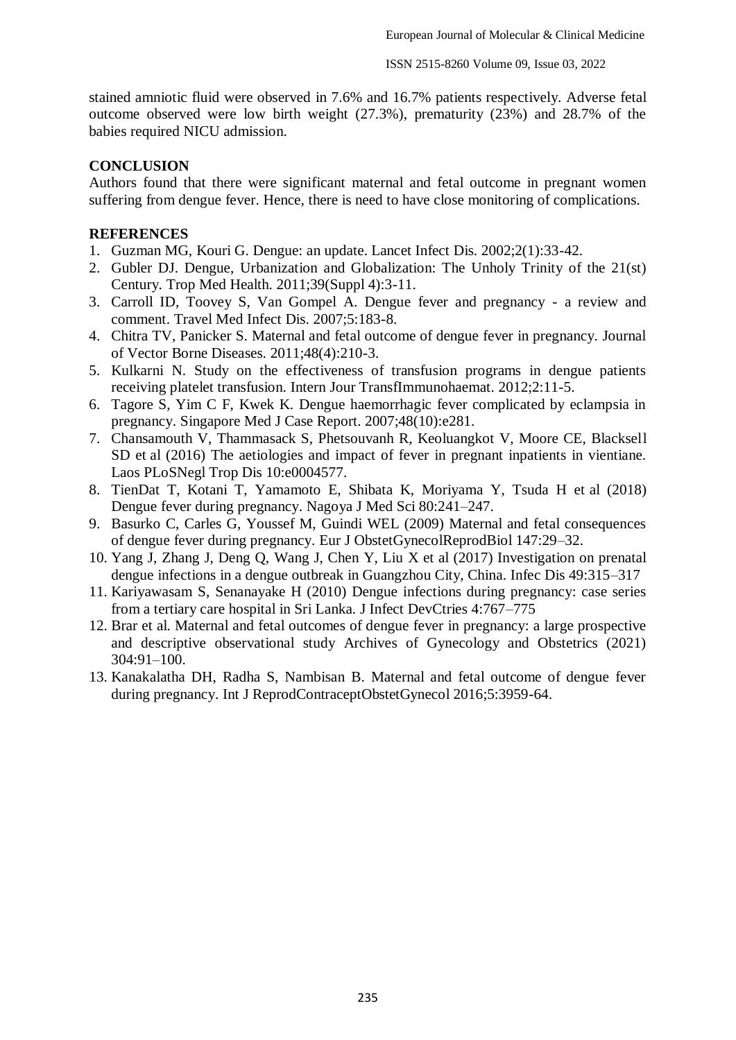stained amniotic fluid were observed in 7.6% and 16.7% patients respectively. Adverse fetal outcome observed were low birth weight (27.3%), prematurity (23%) and 28.7% of the babies required NICU admission.

## CONCLUSION

Authors found that there were significant maternal and fetal outcome in pregnant women suffering from dengue fever. Hence, there is need to have close monitoring of complications.

## REFERENCES

1. Guzman MG, Kouri G. Dengue: an update. Lancet Infect Dis. 2002;2(1):33-42.
2. Gubler DJ. Dengue, Urbanization and Globalization: The Unholy Trinity of the 21(st) Century. Trop Med Health. 2011;39(Suppl 4):3-11.
3. Carroll ID, Toovey S, Van Gompel A. Dengue fever and pregnancy - a review and comment. Travel Med Infect Dis. 2007;5:183-8.
4. Chitra TV, Panicker S. Maternal and fetal outcome of dengue fever in pregnancy. Journal of Vector Borne Diseases. 2011;48(4):210-3.
5. Kulkarni N. Study on the effectiveness of transfusion programs in dengue patients receiving platelet transfusion. Intern Jour TransfImmunohaemat. 2012;2:11-5.
6. Tagore S, Yim C F, Kwek K. Dengue haemorrhagic fever complicated by eclampsia in pregnancy. Singapore Med J Case Report. 2007;48(10):e281.
7. Chansamouth V, Thammasack S, Phetsouvanh R, Keoluangkot V, Moore CE, Blacksell SD et al (2016) The aetiologies and impact of fever in pregnant inpatients in vientiane. Laos PLoSNegl Trop Dis 10:e0004577.
8. TienDat T, Kotani T, Yamamoto E, Shibata K, Moriyama Y, Tsuda H et al (2018) Dengue fever during pregnancy. Nagoya J Med Sci 80:241–247.
9. Basurko C, Carles G, Youssef M, Guindi WEL (2009) Maternal and fetal consequences of dengue fever during pregnancy. Eur J ObstetGynecolReprodBiol 147:29–32.
10. Yang J, Zhang J, Deng Q, Wang J, Chen Y, Liu X et al (2017) Investigation on prenatal dengue infections in a dengue outbreak in Guangzhou City, China. Infec Dis 49:315–317
11. Kariyawasam S, Senanayake H (2010) Dengue infections during pregnancy: case series from a tertiary care hospital in Sri Lanka. J Infect DevCtries 4:767–775
12. Brar et al. Maternal and fetal outcomes of dengue fever in pregnancy: a large prospective and descriptive observational study Archives of Gynecology and Obstetrics (2021) 304:91–100.
13. Kanakalatha DH, Radha S, Nambisan B. Maternal and fetal outcome of dengue fever during pregnancy. Int J ReprodContraceptObstetGynecol 2016;5:3959-64.